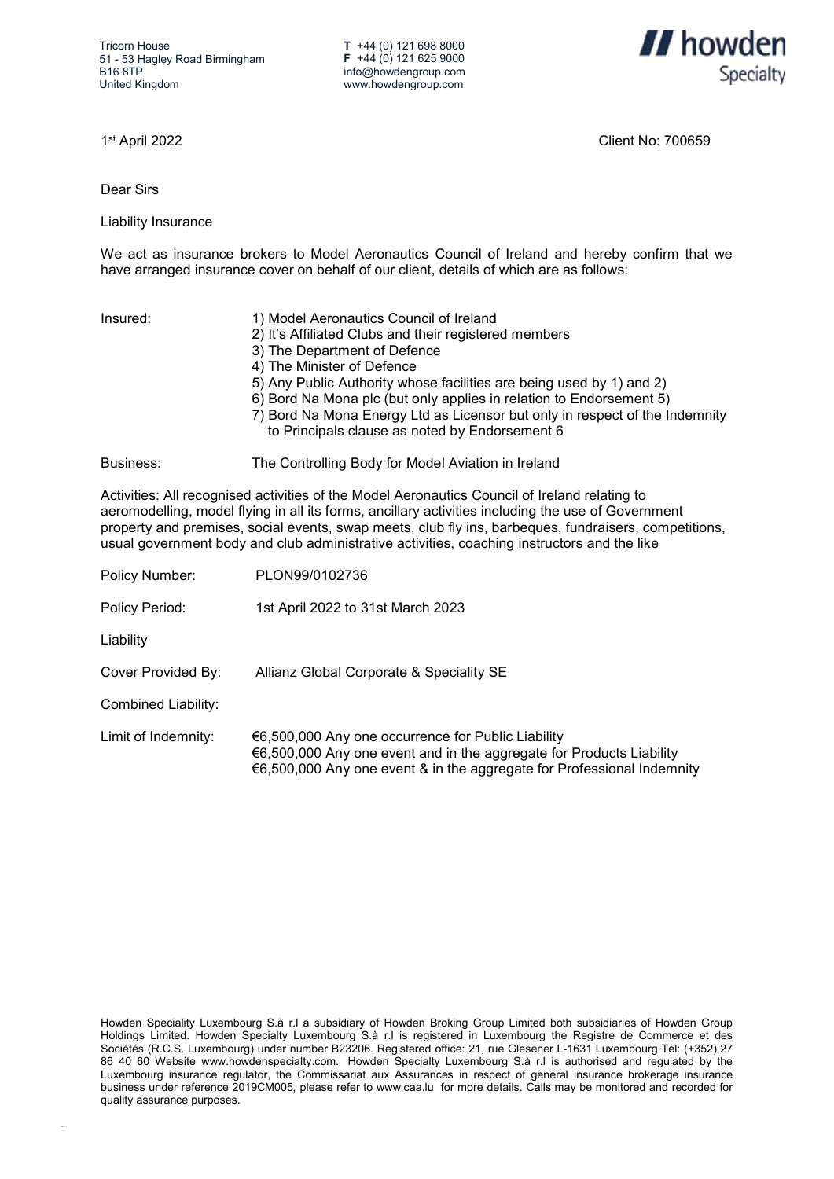Tricorn House
51 - 53 Hagley Road Birmingham
B16 8TP
United Kingdom

T +44 (0) 121 698 8000
F +44 (0) 121 625 9000
info@howdengroup.com
www.howdengroup.com

1st April 2022

Client No: 700659

Dear Sirs

Liability Insurance

We act as insurance brokers to Model Aeronautics Council of Ireland and hereby confirm that we have arranged insurance cover on behalf of our client, details of which are as follows:

Insured:

1) Model Aeronautics Council of Ireland
2) It's Affiliated Clubs and their registered members
3) The Department of Defence
4) The Minister of Defence
5) Any Public Authority whose facilities are being used by 1) and 2)
6) Bord Na Mona plc (but only applies in relation to Endorsement 5)
7) Bord Na Mona Energy Ltd as Licensor but only in respect of the Indemnity to Principals clause as noted by Endorsement 6

Business: The Controlling Body for Model Aviation in Ireland

Activities: All recognised activities of the Model Aeronautics Council of Ireland relating to aeromodelling, model flying in all its forms, ancillary activities including the use of Government property and premises, social events, swap meets, club fly ins, barbeques, fundraisers, competitions, usual government body and club administrative activities, coaching instructors and the like

Policy Number: PLON99/0102736

Policy Period: 1st April 2022 to 31st March 2023

Liability

Cover Provided By: Allianz Global Corporate & Speciality SE

Combined Liability:

Limit of Indemnity:

€6,500,000 Any one occurrence for Public Liability
€6,500,000 Any one event and in the aggregate for Products Liability
€6,500,000 Any one event & in the aggregate for Professional Indemnity

Howden Speciality Luxembourg S.à r.l a subsidiary of Howden Broking Group Limited both subsidiaries of Howden Group Holdings Limited. Howden Specialty Luxembourg S.à r.l is registered in Luxembourg the Registre de Commerce et des Sociétés (R.C.S. Luxembourg) under number B23206. Registered office: 21, rue Glesener L-1631 Luxembourg Tel: (+352) 27 86 40 60 Website www.howdenspecialty.com. Howden Specialty Luxembourg S.à r.l is authorised and regulated by the Luxembourg insurance regulator, the Commissariat aux Assurances in respect of general insurance brokerage insurance business under reference 2019CM005, please refer to www.caa.lu for more details. Calls may be monitored and recorded for quality assurance purposes.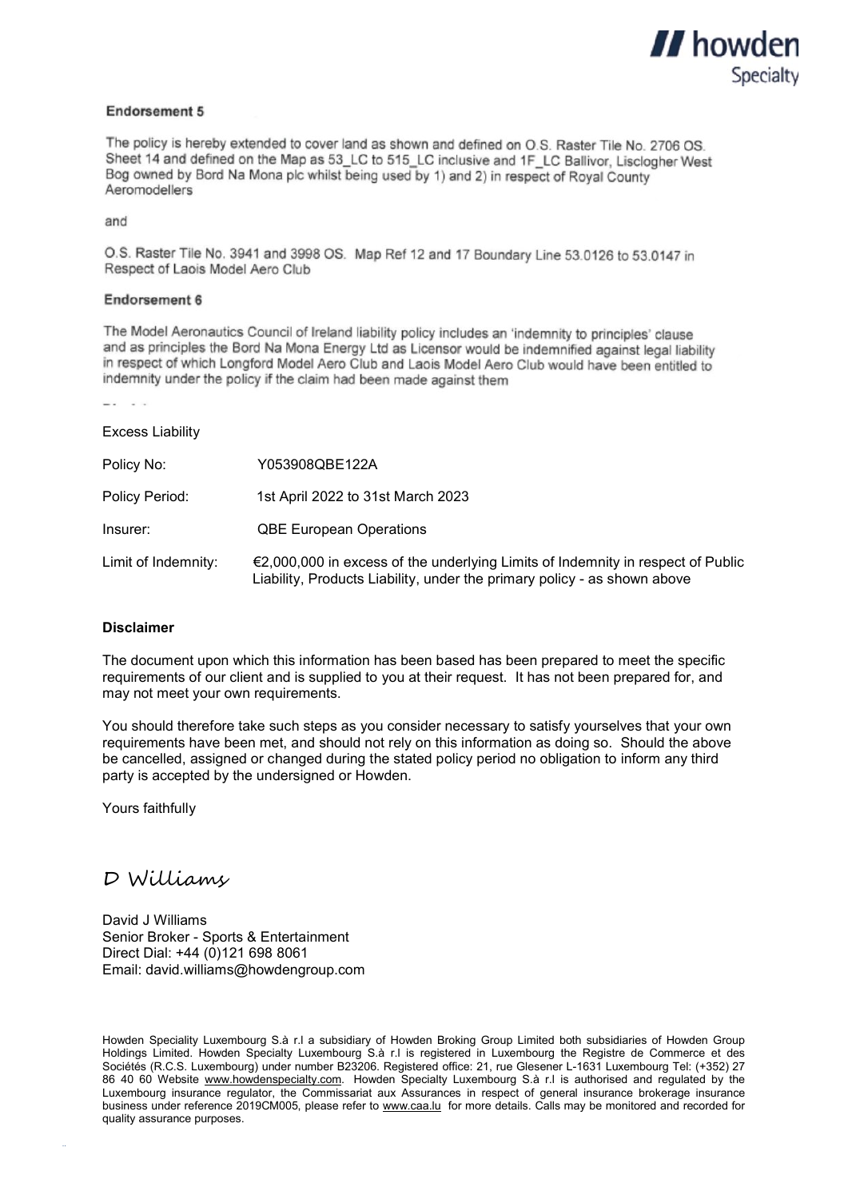### Endorsement 5

The policy is hereby extended to cover land as shown and defined on O.S. Raster Tile No. 2706 OS. Sheet 14 and defined on the Map as 53_LC to 515_LC inclusive and 1F_LC Ballivor, Lisclogher West Bog owned by Bord Na Mona plc whilst being used by 1) and 2) in respect of Royal County Aeromodellers

and

O.S. Raster Tile No. 3941 and 3998 OS. Map Ref 12 and 17 Boundary Line 53.0126 to 53.0147 in Respect of Laois Model Aero Club

### Endorsement 6

The Model Aeronautics Council of Ireland liability policy includes an 'indemnity to principles' clause and as principles the Bord Na Mona Energy Ltd as Licensor would be indemnified against legal liability in respect of which Longford Model Aero Club and Laois Model Aero Club would have been entitled to indemnity under the policy if the claim had been made against them

Excess Liability

| | |
|---|---|
| Policy No: | Y053908QBE122A |
| Policy Period: | 1st April 2022 to 31st March 2023 |
| Insurer: | QBE European Operations |
| Limit of Indemnity: | €2,000,000 in excess of the underlying Limits of Indemnity in respect of Public Liability, Products Liability, under the primary policy - as shown above |

**Disclaimer**

The document upon which this information has been based has been prepared to meet the specific requirements of our client and is supplied to you at their request. It has not been prepared for, and may not meet your own requirements.

You should therefore take such steps as you consider necessary to satisfy yourselves that your own requirements have been met, and should not rely on this information as doing so. Should the above be cancelled, assigned or changed during the stated policy period no obligation to inform any third party is accepted by the undersigned or Howden.

Yours faithfully

*D Williams*

David J Williams
Senior Broker - Sports & Entertainment
Direct Dial: +44 (0)121 698 8061
Email: david.williams@howdengroup.com

Howden Speciality Luxembourg S.à r.l a subsidiary of Howden Broking Group Limited both subsidiaries of Howden Group Holdings Limited. Howden Specialty Luxembourg S.à r.l is registered in Luxembourg the Registre de Commerce et des Sociétés (R.C.S. Luxembourg) under number B23206. Registered office: 21, rue Glesener L-1631 Luxembourg Tel: (+352) 27 86 40 60 Website www.howdenspecialty.com. Howden Specialty Luxembourg S.à r.l is authorised and regulated by the Luxembourg insurance regulator, the Commissariat aux Assurances in respect of general insurance brokerage insurance business under reference 2019CM005, please refer to www.caa.lu for more details. Calls may be monitored and recorded for quality assurance purposes.